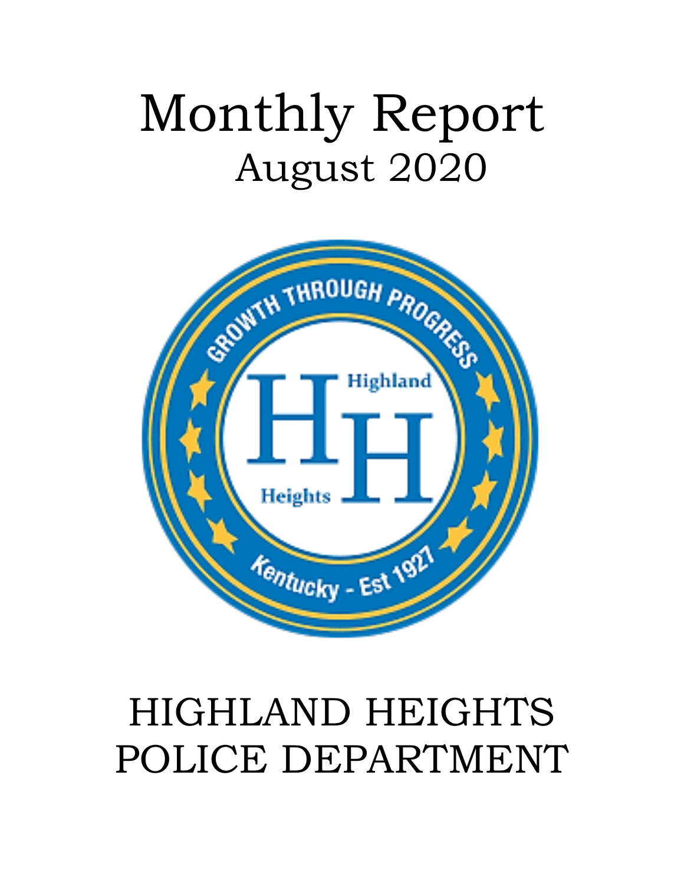# Monthly Report

## August 2020

# HIGHLAND HEIGHTS POLICE DEPARTMENT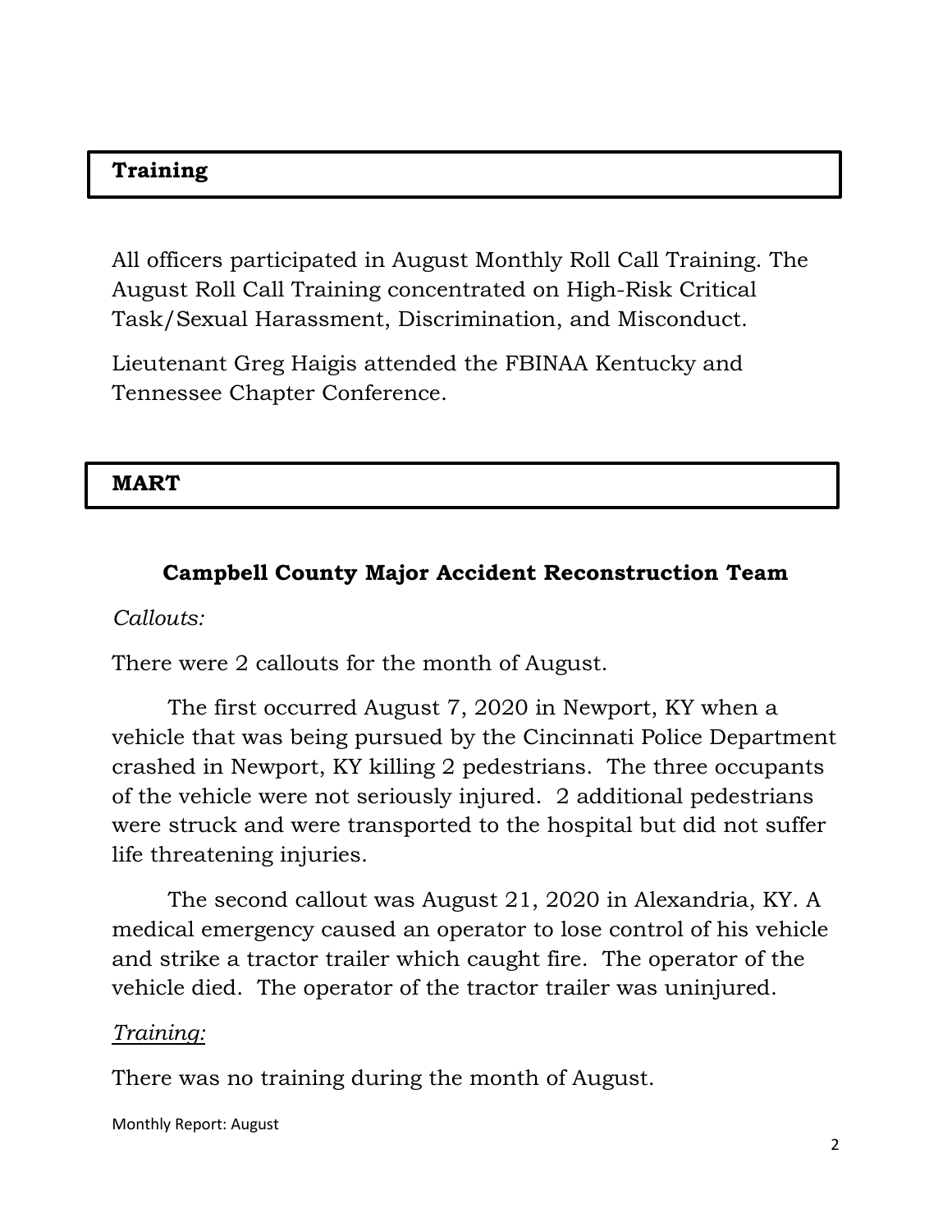## Training

All officers participated in August Monthly Roll Call Training. The August Roll Call Training concentrated on High-Risk Critical Task/Sexual Harassment, Discrimination, and Misconduct.

Lieutenant Greg Haigis attended the FBINAA Kentucky and Tennessee Chapter Conference.

## MART

### Campbell County Major Accident Reconstruction Team

*Callouts:*

There were 2 callouts for the month of August.

The first occurred August 7, 2020 in Newport, KY when a vehicle that was being pursued by the Cincinnati Police Department crashed in Newport, KY killing 2 pedestrians. The three occupants of the vehicle were not seriously injured. 2 additional pedestrians were struck and were transported to the hospital but did not suffer life threatening injuries.

The second callout was August 21, 2020 in Alexandria, KY. A medical emergency caused an operator to lose control of his vehicle and strike a tractor trailer which caught fire. The operator of the vehicle died. The operator of the tractor trailer was uninjured.

*Training:*

There was no training during the month of August.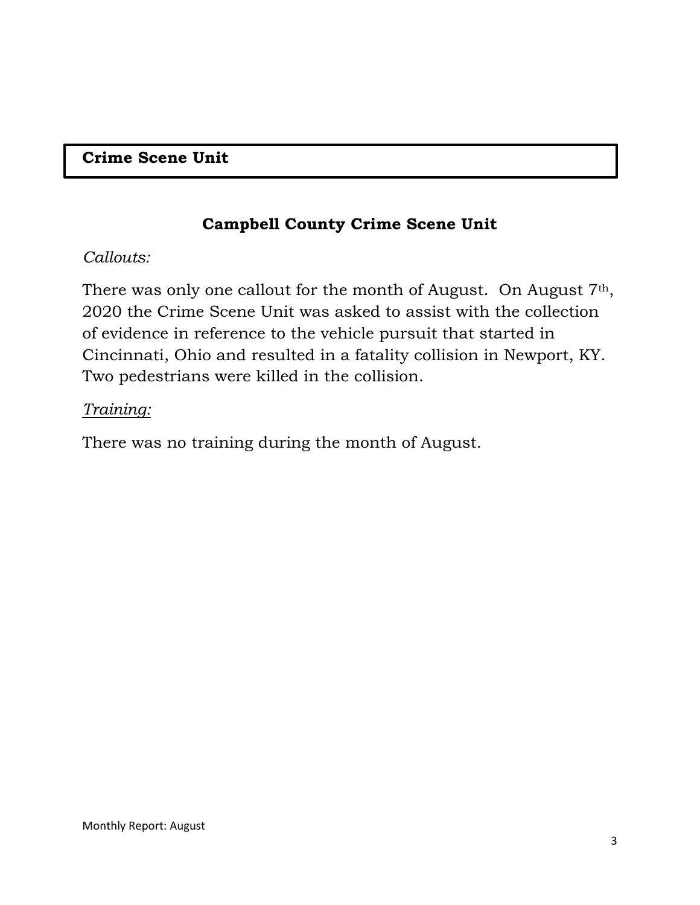## Crime Scene Unit

### Campbell County Crime Scene Unit

*Callouts:*

There was only one callout for the month of August. On August 7th, 2020 the Crime Scene Unit was asked to assist with the collection of evidence in reference to the vehicle pursuit that started in Cincinnati, Ohio and resulted in a fatality collision in Newport, KY. Two pedestrians were killed in the collision.

*Training:*

There was no training during the month of August.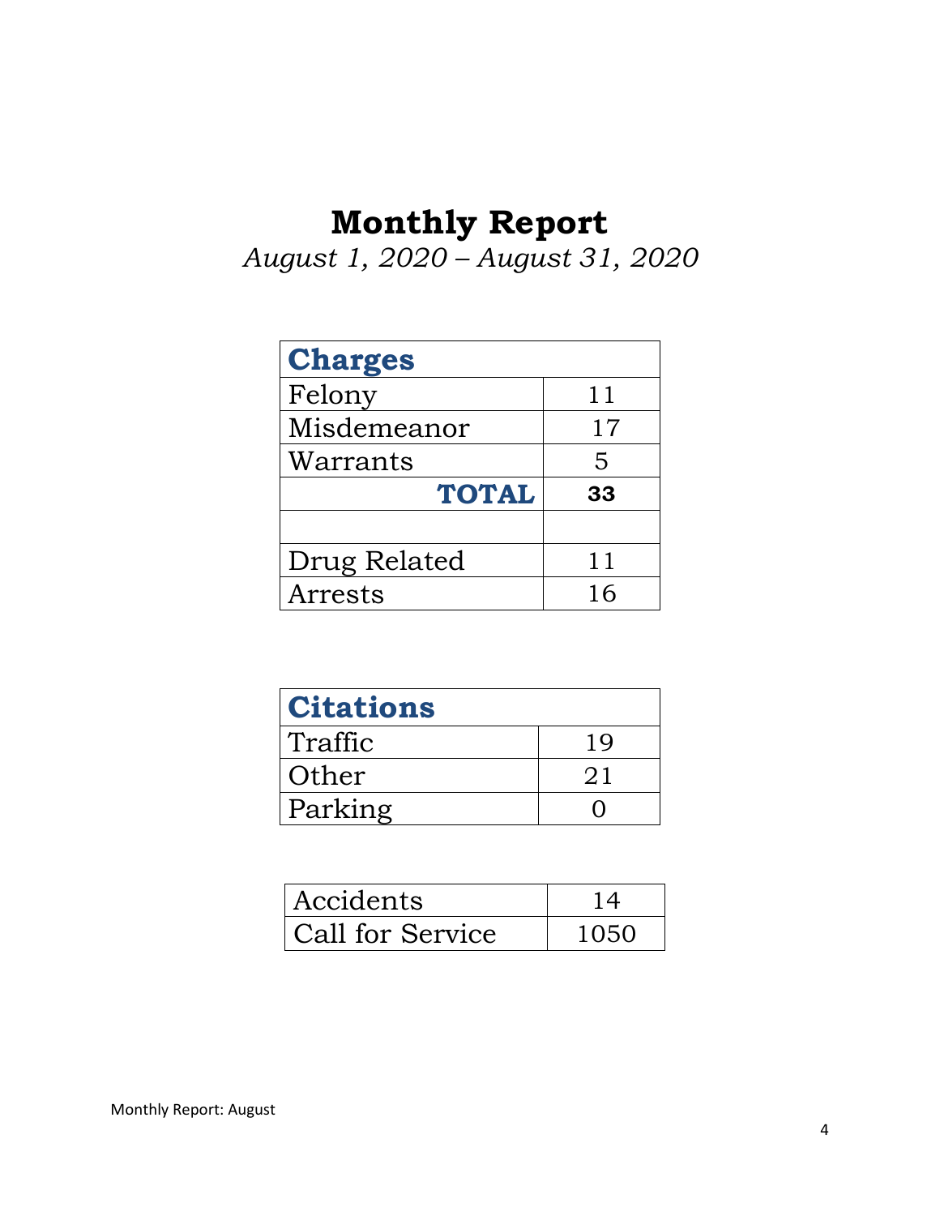# Monthly Report

*August 1, 2020 – August 31, 2020*

| Charges | |
|---|---|
| Felony | 11 |
| Misdemeanor | 17 |
| Warrants | 5 |
| **TOTAL** | **33** |
| | |
| Drug Related | 11 |
| Arrests | 16 |

| Citations | |
|---|---|
| Traffic | 19 |
| Other | 21 |
| Parking | 0 |

| | |
|---|---|
| Accidents | 14 |
| Call for Service | 1050 |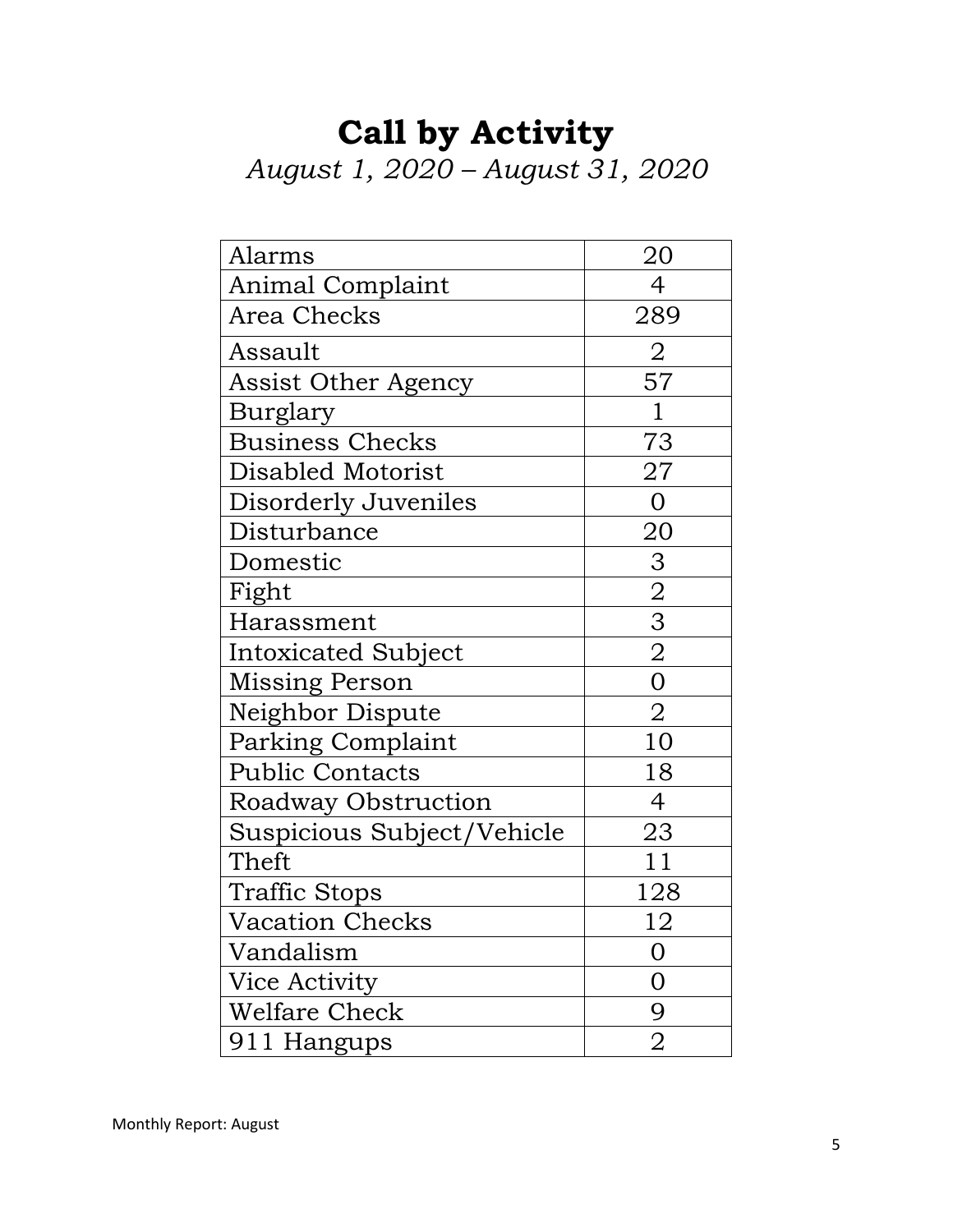# Call by Activity

*August 1, 2020 – August 31, 2020*

| Activity | Count |
|---|---|
| Alarms | 20 |
| Animal Complaint | 4 |
| Area Checks | 289 |
| Assault | 2 |
| Assist Other Agency | 57 |
| Burglary | 1 |
| Business Checks | 73 |
| Disabled Motorist | 27 |
| Disorderly Juveniles | 0 |
| Disturbance | 20 |
| Domestic | 3 |
| Fight | 2 |
| Harassment | 3 |
| Intoxicated Subject | 2 |
| Missing Person | 0 |
| Neighbor Dispute | 2 |
| Parking Complaint | 10 |
| Public Contacts | 18 |
| Roadway Obstruction | 4 |
| Suspicious Subject/Vehicle | 23 |
| Theft | 11 |
| Traffic Stops | 128 |
| Vacation Checks | 12 |
| Vandalism | 0 |
| Vice Activity | 0 |
| Welfare Check | 9 |
| 911 Hangups | 2 |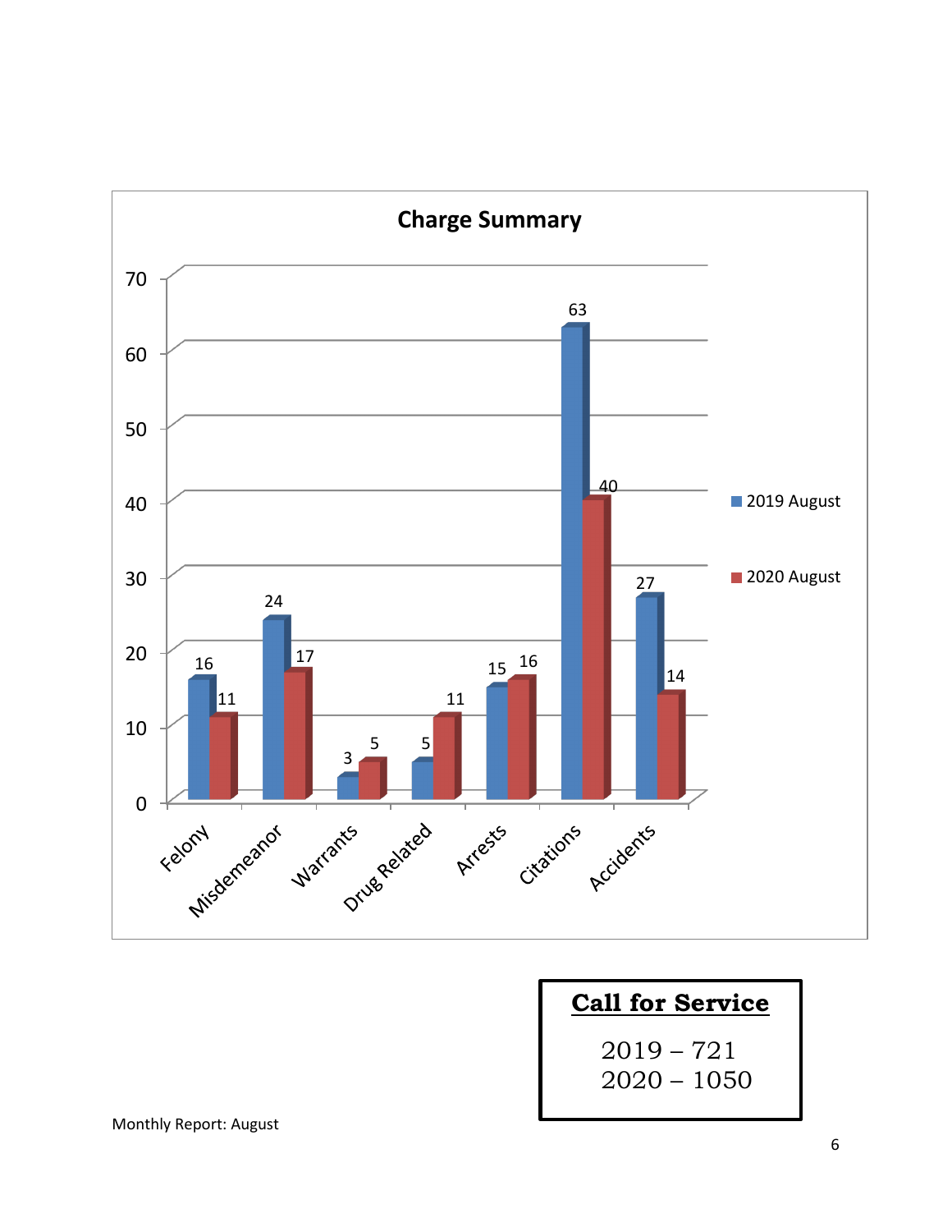## Charge Summary

70
60
50
40
30
20
10
0

16 11
24 17
3 5
5 11
15 16
63 40
27 14

Felony
Misdemeanor
Warrants
Drug Related
Arrests
Citations
Accidents

2019 August
2020 August

**Call for Service**

2019 – 721
2020 – 1050

Monthly Report: August